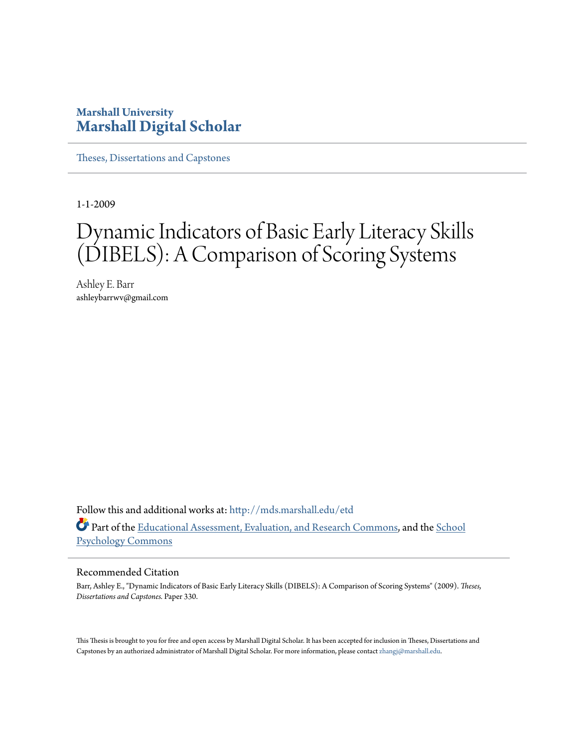**Marshall University**
# Marshall Digital Scholar

Theses, Dissertations and Capstones

1-1-2009

# Dynamic Indicators of Basic Early Literacy Skills (DIBELS): A Comparison of Scoring Systems

Ashley E. Barr
ashleybarrwv@gmail.com

Follow this and additional works at: http://mds.marshall.edu/etd

Part of the Educational Assessment, Evaluation, and Research Commons, and the School Psychology Commons

## Recommended Citation

Barr, Ashley E., "Dynamic Indicators of Basic Early Literacy Skills (DIBELS): A Comparison of Scoring Systems" (2009). *Theses, Dissertations and Capstones.* Paper 330.

This Thesis is brought to you for free and open access by Marshall Digital Scholar. It has been accepted for inclusion in Theses, Dissertations and Capstones by an authorized administrator of Marshall Digital Scholar. For more information, please contact zhangj@marshall.edu.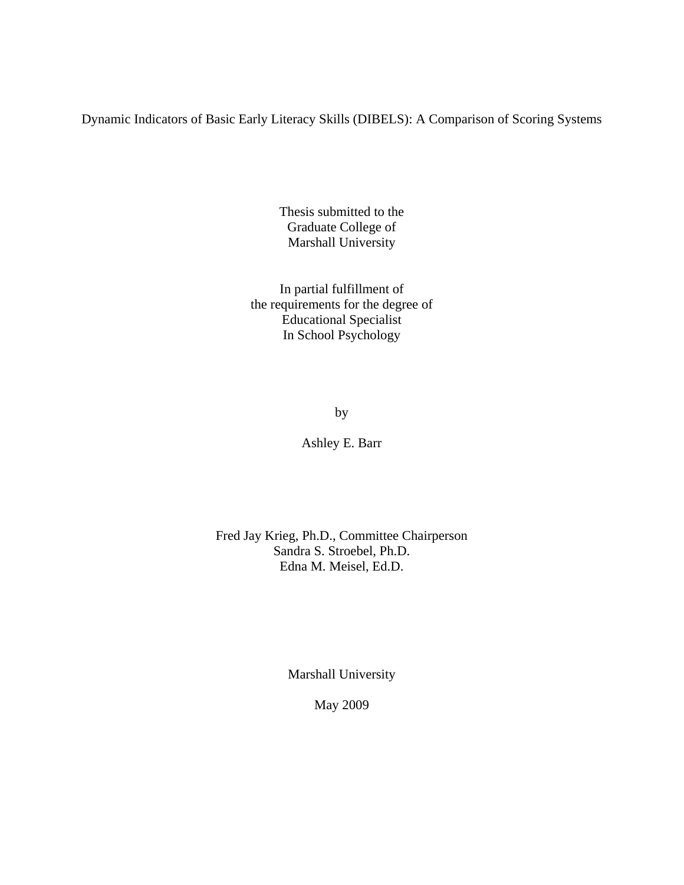# Dynamic Indicators of Basic Early Literacy Skills (DIBELS): A Comparison of Scoring Systems

Thesis submitted to the
Graduate College of
Marshall University

In partial fulfillment of
the requirements for the degree of
Educational Specialist
In School Psychology

by

Ashley E. Barr

Fred Jay Krieg, Ph.D., Committee Chairperson
Sandra S. Stroebel, Ph.D.
Edna M. Meisel, Ed.D.

Marshall University

May 2009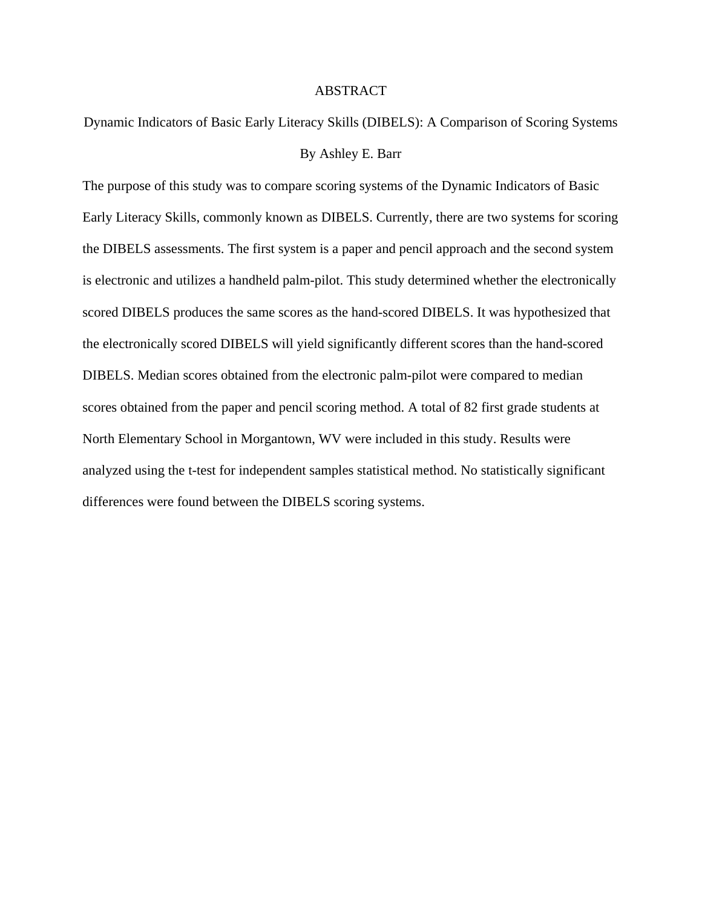# ABSTRACT

## Dynamic Indicators of Basic Early Literacy Skills (DIBELS): A Comparison of Scoring Systems

By Ashley E. Barr

The purpose of this study was to compare scoring systems of the Dynamic Indicators of Basic Early Literacy Skills, commonly known as DIBELS. Currently, there are two systems for scoring the DIBELS assessments. The first system is a paper and pencil approach and the second system is electronic and utilizes a handheld palm-pilot. This study determined whether the electronically scored DIBELS produces the same scores as the hand-scored DIBELS. It was hypothesized that the electronically scored DIBELS will yield significantly different scores than the hand-scored DIBELS. Median scores obtained from the electronic palm-pilot were compared to median scores obtained from the paper and pencil scoring method. A total of 82 first grade students at North Elementary School in Morgantown, WV were included in this study. Results were analyzed using the t-test for independent samples statistical method. No statistically significant differences were found between the DIBELS scoring systems.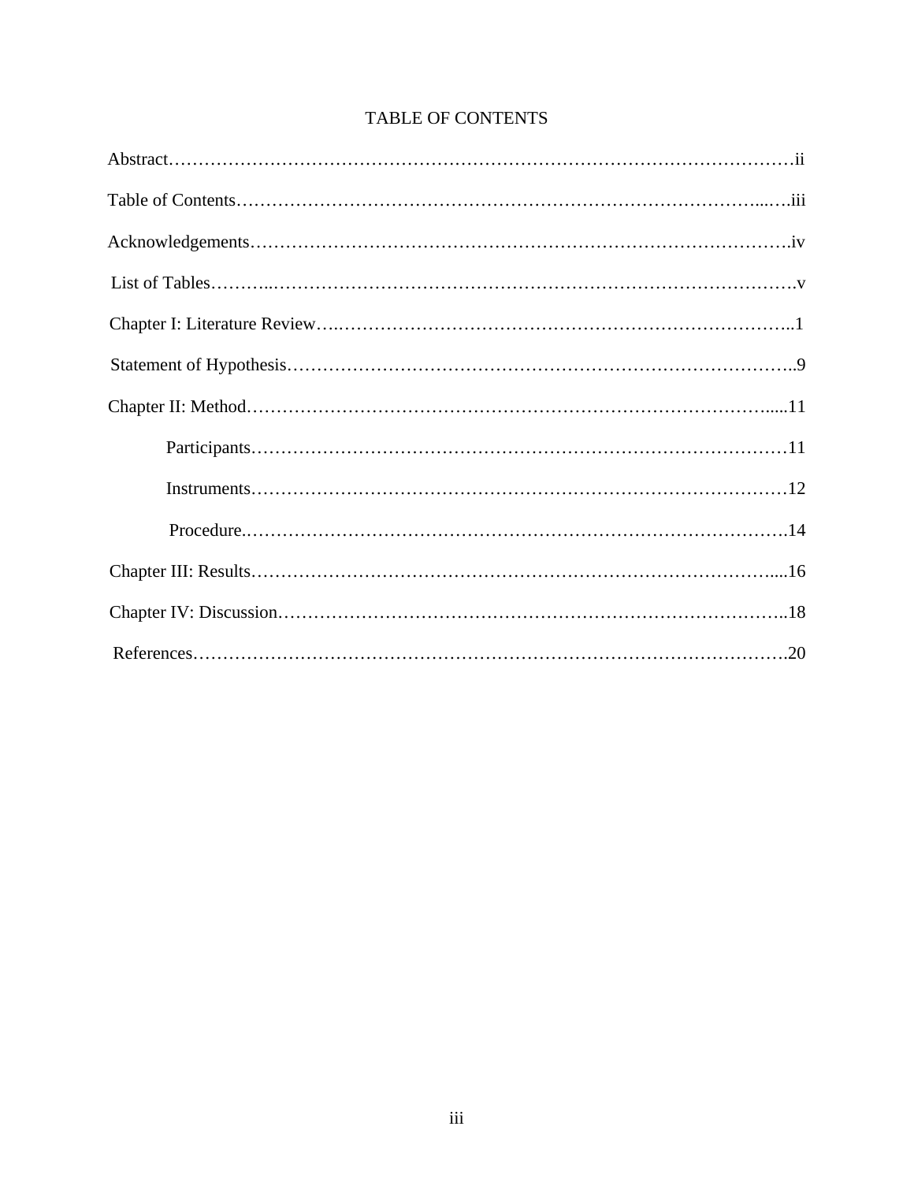# TABLE OF CONTENTS

Abstract…………………………………………………………………………………………ii

Table of Contents……………………………………………………………………….....iii

Acknowledgements…………………………………………………………………………….iv

List of Tables…………………………………………………………………………………….v

Chapter I: Literature Review…………………………………………………………………..1

Statement of Hypothesis………………………………………………………………………..9

Chapter II: Method……………………………………………………………………….....11

Participants……………………………………………………………………………11

Instruments……………………………………………………………………………12

Procedure………………………………………………………………………………14

Chapter III: Results……………………………………………………………………….....16

Chapter IV: Discussion………………………………………………………………………..18

References……………………………………………………………………………………….20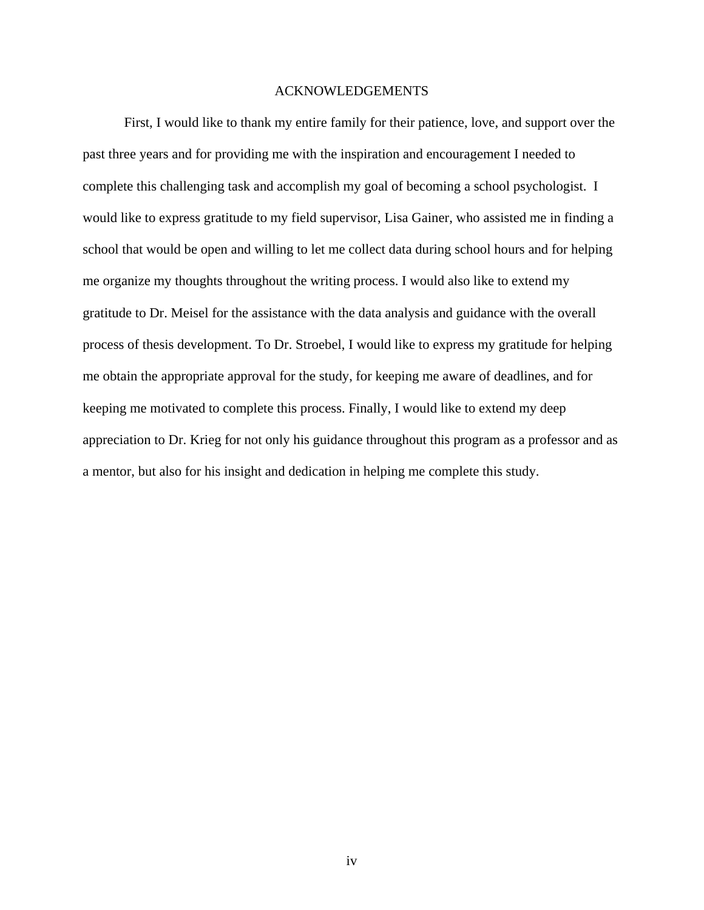# ACKNOWLEDGEMENTS

First, I would like to thank my entire family for their patience, love, and support over the past three years and for providing me with the inspiration and encouragement I needed to complete this challenging task and accomplish my goal of becoming a school psychologist. I would like to express gratitude to my field supervisor, Lisa Gainer, who assisted me in finding a school that would be open and willing to let me collect data during school hours and for helping me organize my thoughts throughout the writing process. I would also like to extend my gratitude to Dr. Meisel for the assistance with the data analysis and guidance with the overall process of thesis development. To Dr. Stroebel, I would like to express my gratitude for helping me obtain the appropriate approval for the study, for keeping me aware of deadlines, and for keeping me motivated to complete this process. Finally, I would like to extend my deep appreciation to Dr. Krieg for not only his guidance throughout this program as a professor and as a mentor, but also for his insight and dedication in helping me complete this study.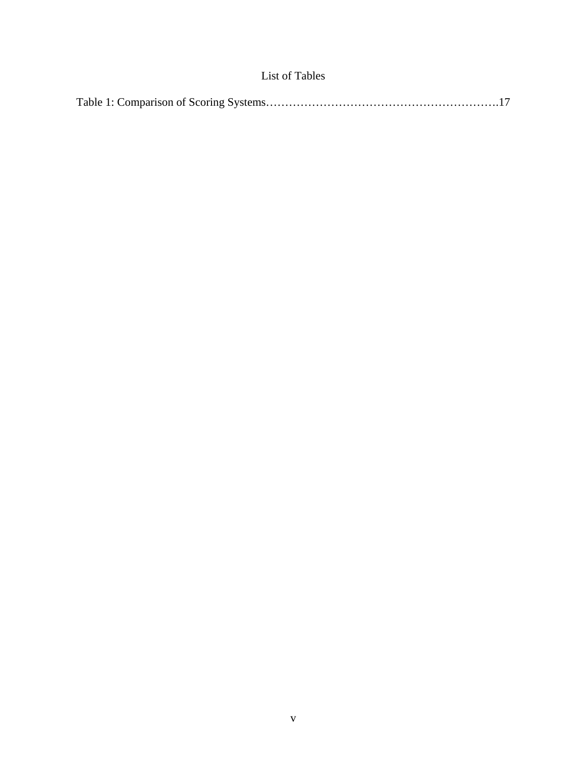# List of Tables

Table 1: Comparison of Scoring Systems……………………………………………………17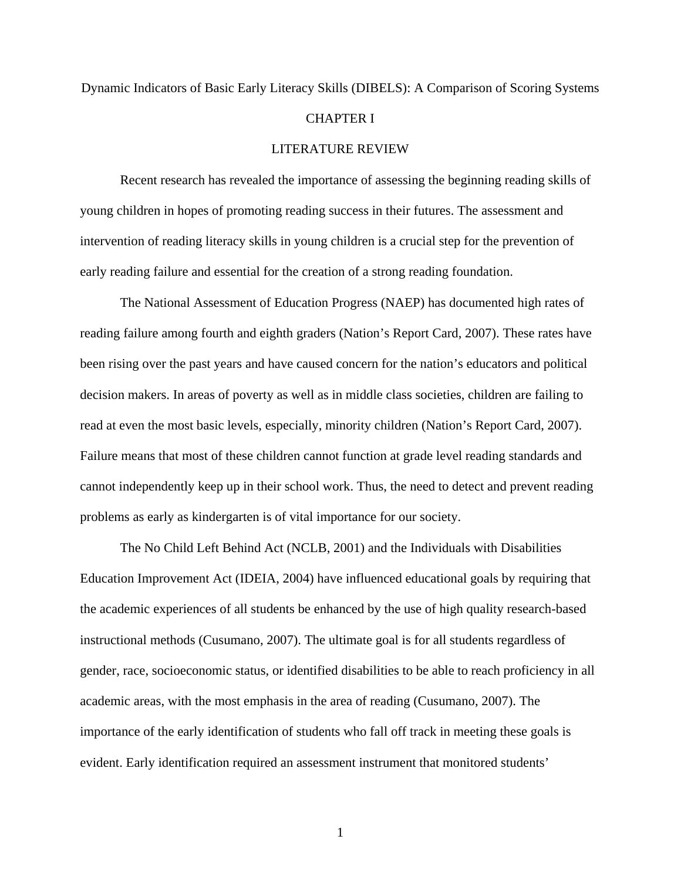# Dynamic Indicators of Basic Early Literacy Skills (DIBELS): A Comparison of Scoring Systems

## CHAPTER I

## LITERATURE REVIEW

Recent research has revealed the importance of assessing the beginning reading skills of young children in hopes of promoting reading success in their futures. The assessment and intervention of reading literacy skills in young children is a crucial step for the prevention of early reading failure and essential for the creation of a strong reading foundation.

The National Assessment of Education Progress (NAEP) has documented high rates of reading failure among fourth and eighth graders (Nation's Report Card, 2007). These rates have been rising over the past years and have caused concern for the nation's educators and political decision makers. In areas of poverty as well as in middle class societies, children are failing to read at even the most basic levels, especially, minority children (Nation's Report Card, 2007). Failure means that most of these children cannot function at grade level reading standards and cannot independently keep up in their school work. Thus, the need to detect and prevent reading problems as early as kindergarten is of vital importance for our society.

The No Child Left Behind Act (NCLB, 2001) and the Individuals with Disabilities Education Improvement Act (IDEIA, 2004) have influenced educational goals by requiring that the academic experiences of all students be enhanced by the use of high quality research-based instructional methods (Cusumano, 2007). The ultimate goal is for all students regardless of gender, race, socioeconomic status, or identified disabilities to be able to reach proficiency in all academic areas, with the most emphasis in the area of reading (Cusumano, 2007). The importance of the early identification of students who fall off track in meeting these goals is evident. Early identification required an assessment instrument that monitored students'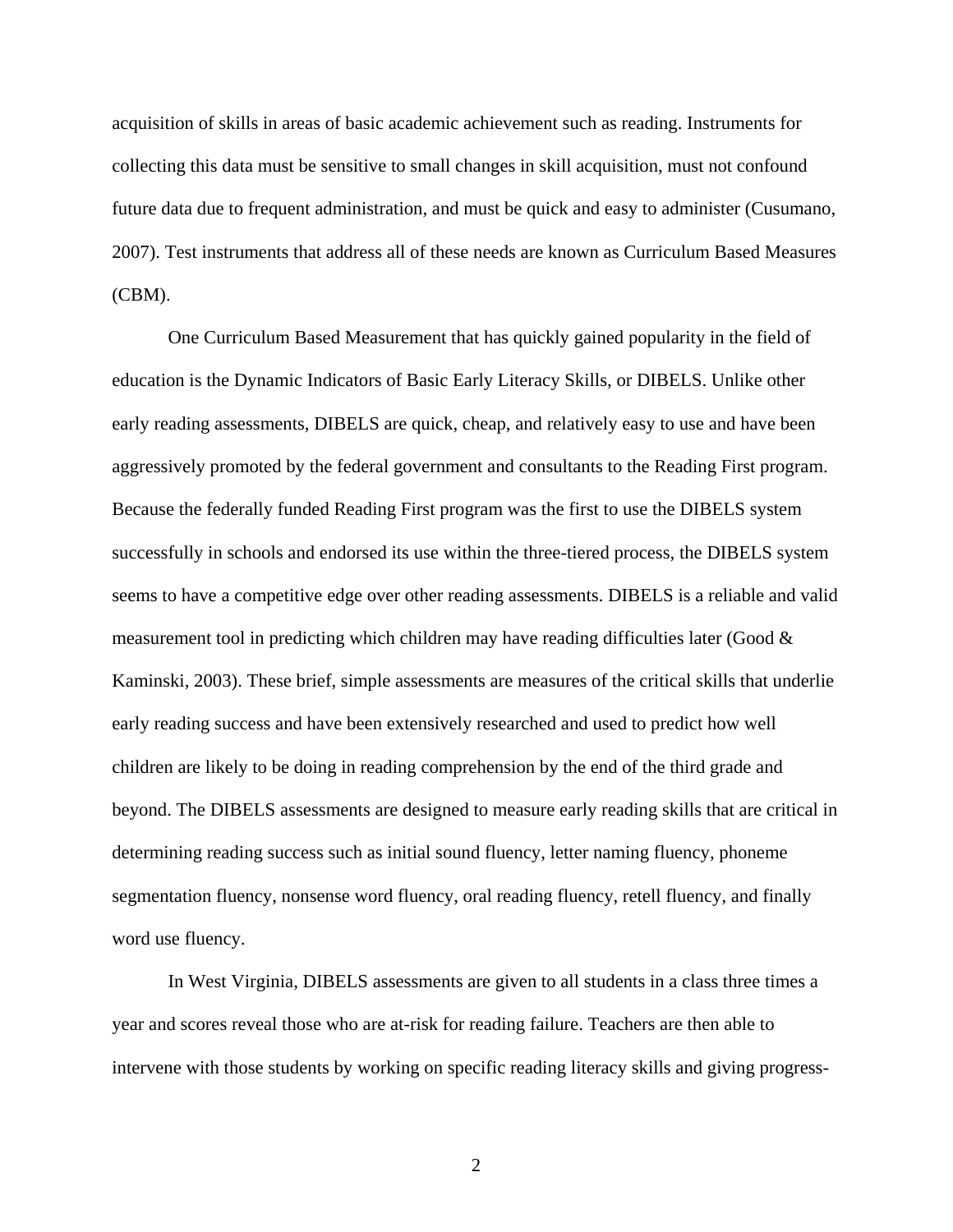acquisition of skills in areas of basic academic achievement such as reading. Instruments for collecting this data must be sensitive to small changes in skill acquisition, must not confound future data due to frequent administration, and must be quick and easy to administer (Cusumano, 2007). Test instruments that address all of these needs are known as Curriculum Based Measures (CBM).

One Curriculum Based Measurement that has quickly gained popularity in the field of education is the Dynamic Indicators of Basic Early Literacy Skills, or DIBELS. Unlike other early reading assessments, DIBELS are quick, cheap, and relatively easy to use and have been aggressively promoted by the federal government and consultants to the Reading First program. Because the federally funded Reading First program was the first to use the DIBELS system successfully in schools and endorsed its use within the three-tiered process, the DIBELS system seems to have a competitive edge over other reading assessments. DIBELS is a reliable and valid measurement tool in predicting which children may have reading difficulties later (Good & Kaminski, 2003). These brief, simple assessments are measures of the critical skills that underlie early reading success and have been extensively researched and used to predict how well children are likely to be doing in reading comprehension by the end of the third grade and beyond. The DIBELS assessments are designed to measure early reading skills that are critical in determining reading success such as initial sound fluency, letter naming fluency, phoneme segmentation fluency, nonsense word fluency, oral reading fluency, retell fluency, and finally word use fluency.

In West Virginia, DIBELS assessments are given to all students in a class three times a year and scores reveal those who are at-risk for reading failure. Teachers are then able to intervene with those students by working on specific reading literacy skills and giving progress-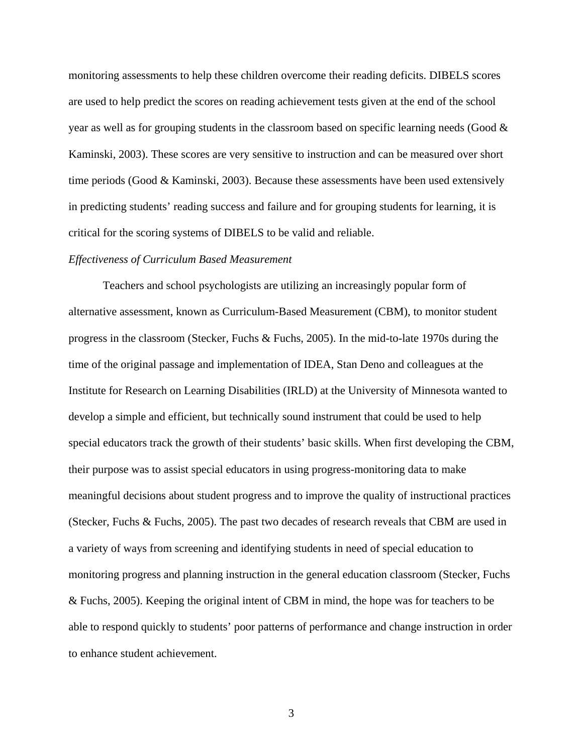monitoring assessments to help these children overcome their reading deficits. DIBELS scores are used to help predict the scores on reading achievement tests given at the end of the school year as well as for grouping students in the classroom based on specific learning needs (Good & Kaminski, 2003). These scores are very sensitive to instruction and can be measured over short time periods (Good & Kaminski, 2003). Because these assessments have been used extensively in predicting students' reading success and failure and for grouping students for learning, it is critical for the scoring systems of DIBELS to be valid and reliable.

*Effectiveness of Curriculum Based Measurement*

Teachers and school psychologists are utilizing an increasingly popular form of alternative assessment, known as Curriculum-Based Measurement (CBM), to monitor student progress in the classroom (Stecker, Fuchs & Fuchs, 2005). In the mid-to-late 1970s during the time of the original passage and implementation of IDEA, Stan Deno and colleagues at the Institute for Research on Learning Disabilities (IRLD) at the University of Minnesota wanted to develop a simple and efficient, but technically sound instrument that could be used to help special educators track the growth of their students' basic skills. When first developing the CBM, their purpose was to assist special educators in using progress-monitoring data to make meaningful decisions about student progress and to improve the quality of instructional practices (Stecker, Fuchs & Fuchs, 2005). The past two decades of research reveals that CBM are used in a variety of ways from screening and identifying students in need of special education to monitoring progress and planning instruction in the general education classroom (Stecker, Fuchs & Fuchs, 2005). Keeping the original intent of CBM in mind, the hope was for teachers to be able to respond quickly to students' poor patterns of performance and change instruction in order to enhance student achievement.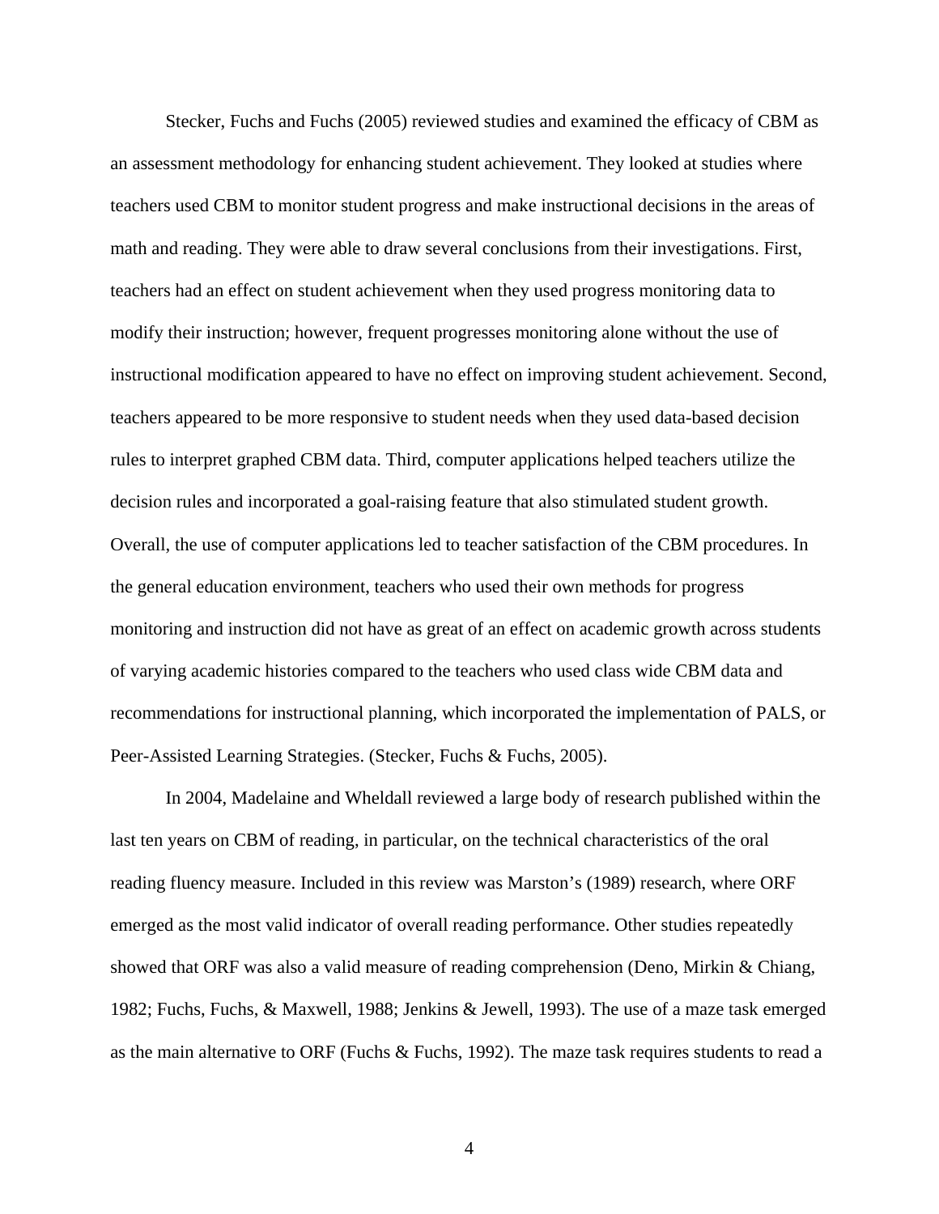Stecker, Fuchs and Fuchs (2005) reviewed studies and examined the efficacy of CBM as an assessment methodology for enhancing student achievement. They looked at studies where teachers used CBM to monitor student progress and make instructional decisions in the areas of math and reading. They were able to draw several conclusions from their investigations. First, teachers had an effect on student achievement when they used progress monitoring data to modify their instruction; however, frequent progresses monitoring alone without the use of instructional modification appeared to have no effect on improving student achievement. Second, teachers appeared to be more responsive to student needs when they used data-based decision rules to interpret graphed CBM data. Third, computer applications helped teachers utilize the decision rules and incorporated a goal-raising feature that also stimulated student growth. Overall, the use of computer applications led to teacher satisfaction of the CBM procedures. In the general education environment, teachers who used their own methods for progress monitoring and instruction did not have as great of an effect on academic growth across students of varying academic histories compared to the teachers who used class wide CBM data and recommendations for instructional planning, which incorporated the implementation of PALS, or Peer-Assisted Learning Strategies. (Stecker, Fuchs & Fuchs, 2005).

In 2004, Madelaine and Wheldall reviewed a large body of research published within the last ten years on CBM of reading, in particular, on the technical characteristics of the oral reading fluency measure. Included in this review was Marston's (1989) research, where ORF emerged as the most valid indicator of overall reading performance. Other studies repeatedly showed that ORF was also a valid measure of reading comprehension (Deno, Mirkin & Chiang, 1982; Fuchs, Fuchs, & Maxwell, 1988; Jenkins & Jewell, 1993). The use of a maze task emerged as the main alternative to ORF (Fuchs & Fuchs, 1992). The maze task requires students to read a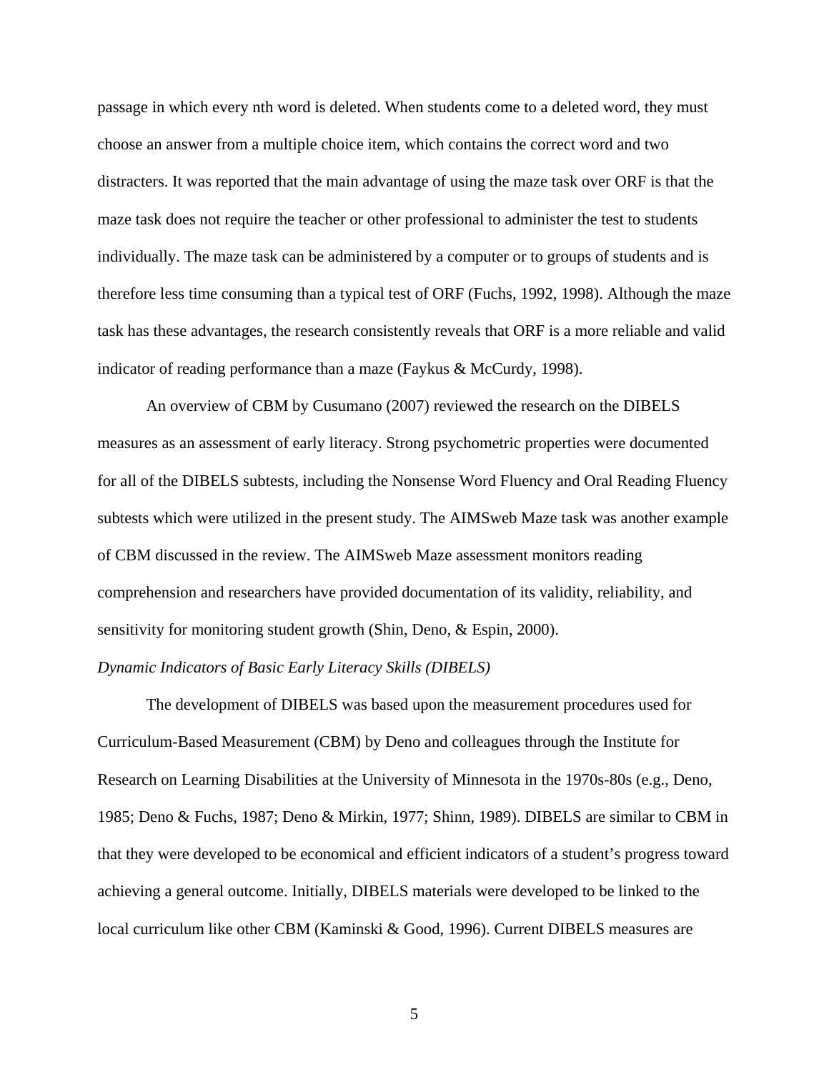passage in which every nth word is deleted. When students come to a deleted word, they must choose an answer from a multiple choice item, which contains the correct word and two distracters. It was reported that the main advantage of using the maze task over ORF is that the maze task does not require the teacher or other professional to administer the test to students individually. The maze task can be administered by a computer or to groups of students and is therefore less time consuming than a typical test of ORF (Fuchs, 1992, 1998). Although the maze task has these advantages, the research consistently reveals that ORF is a more reliable and valid indicator of reading performance than a maze (Faykus & McCurdy, 1998).

An overview of CBM by Cusumano (2007) reviewed the research on the DIBELS measures as an assessment of early literacy. Strong psychometric properties were documented for all of the DIBELS subtests, including the Nonsense Word Fluency and Oral Reading Fluency subtests which were utilized in the present study. The AIMSweb Maze task was another example of CBM discussed in the review. The AIMSweb Maze assessment monitors reading comprehension and researchers have provided documentation of its validity, reliability, and sensitivity for monitoring student growth (Shin, Deno, & Espin, 2000).

*Dynamic Indicators of Basic Early Literacy Skills (DIBELS)*

The development of DIBELS was based upon the measurement procedures used for Curriculum-Based Measurement (CBM) by Deno and colleagues through the Institute for Research on Learning Disabilities at the University of Minnesota in the 1970s-80s (e.g., Deno, 1985; Deno & Fuchs, 1987; Deno & Mirkin, 1977; Shinn, 1989). DIBELS are similar to CBM in that they were developed to be economical and efficient indicators of a student's progress toward achieving a general outcome. Initially, DIBELS materials were developed to be linked to the local curriculum like other CBM (Kaminski & Good, 1996). Current DIBELS measures are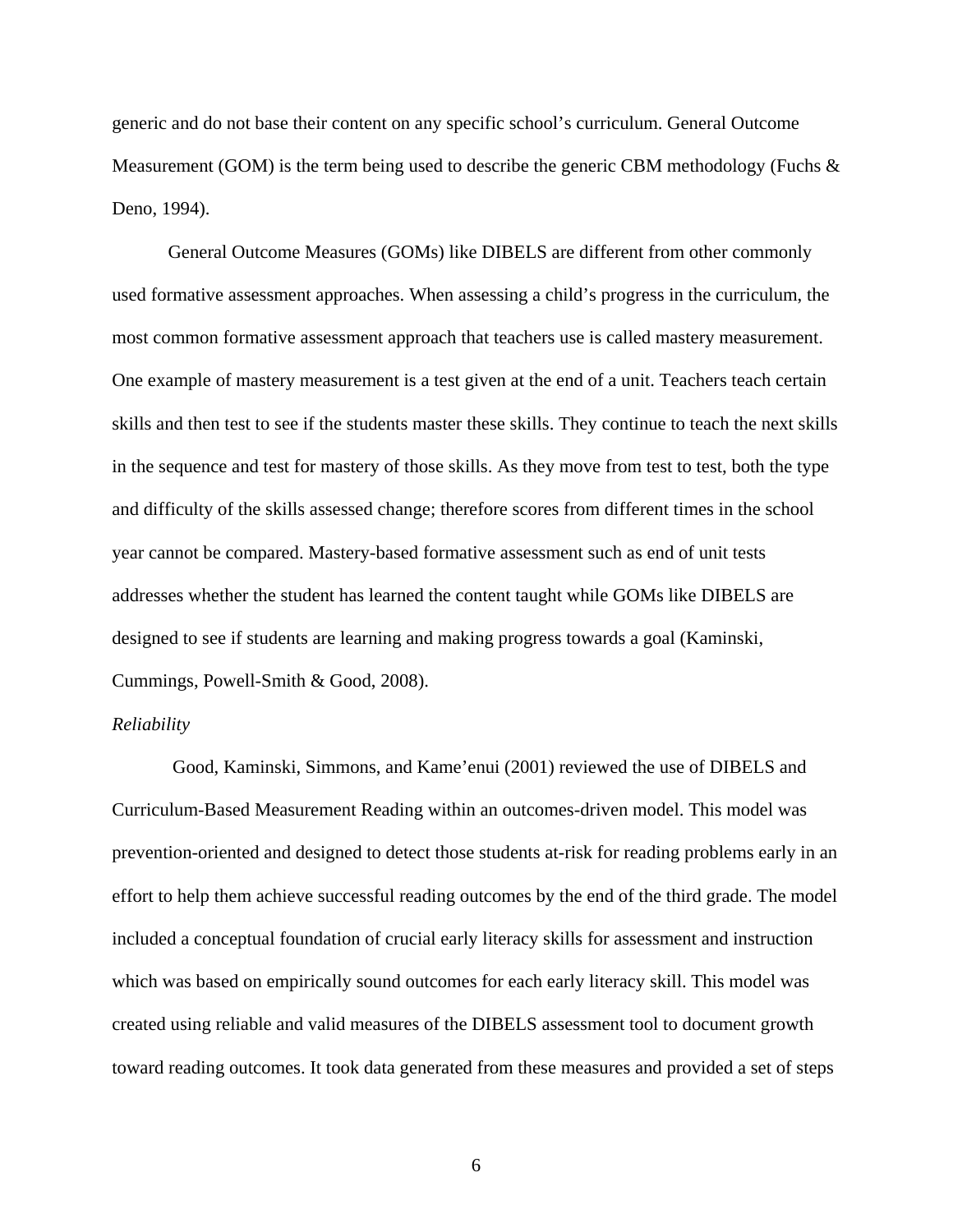generic and do not base their content on any specific school's curriculum. General Outcome Measurement (GOM) is the term being used to describe the generic CBM methodology (Fuchs & Deno, 1994).

General Outcome Measures (GOMs) like DIBELS are different from other commonly used formative assessment approaches. When assessing a child's progress in the curriculum, the most common formative assessment approach that teachers use is called mastery measurement. One example of mastery measurement is a test given at the end of a unit. Teachers teach certain skills and then test to see if the students master these skills. They continue to teach the next skills in the sequence and test for mastery of those skills. As they move from test to test, both the type and difficulty of the skills assessed change; therefore scores from different times in the school year cannot be compared. Mastery-based formative assessment such as end of unit tests addresses whether the student has learned the content taught while GOMs like DIBELS are designed to see if students are learning and making progress towards a goal (Kaminski, Cummings, Powell-Smith & Good, 2008).

*Reliability*

Good, Kaminski, Simmons, and Kame'enui (2001) reviewed the use of DIBELS and Curriculum-Based Measurement Reading within an outcomes-driven model. This model was prevention-oriented and designed to detect those students at-risk for reading problems early in an effort to help them achieve successful reading outcomes by the end of the third grade. The model included a conceptual foundation of crucial early literacy skills for assessment and instruction which was based on empirically sound outcomes for each early literacy skill. This model was created using reliable and valid measures of the DIBELS assessment tool to document growth toward reading outcomes. It took data generated from these measures and provided a set of steps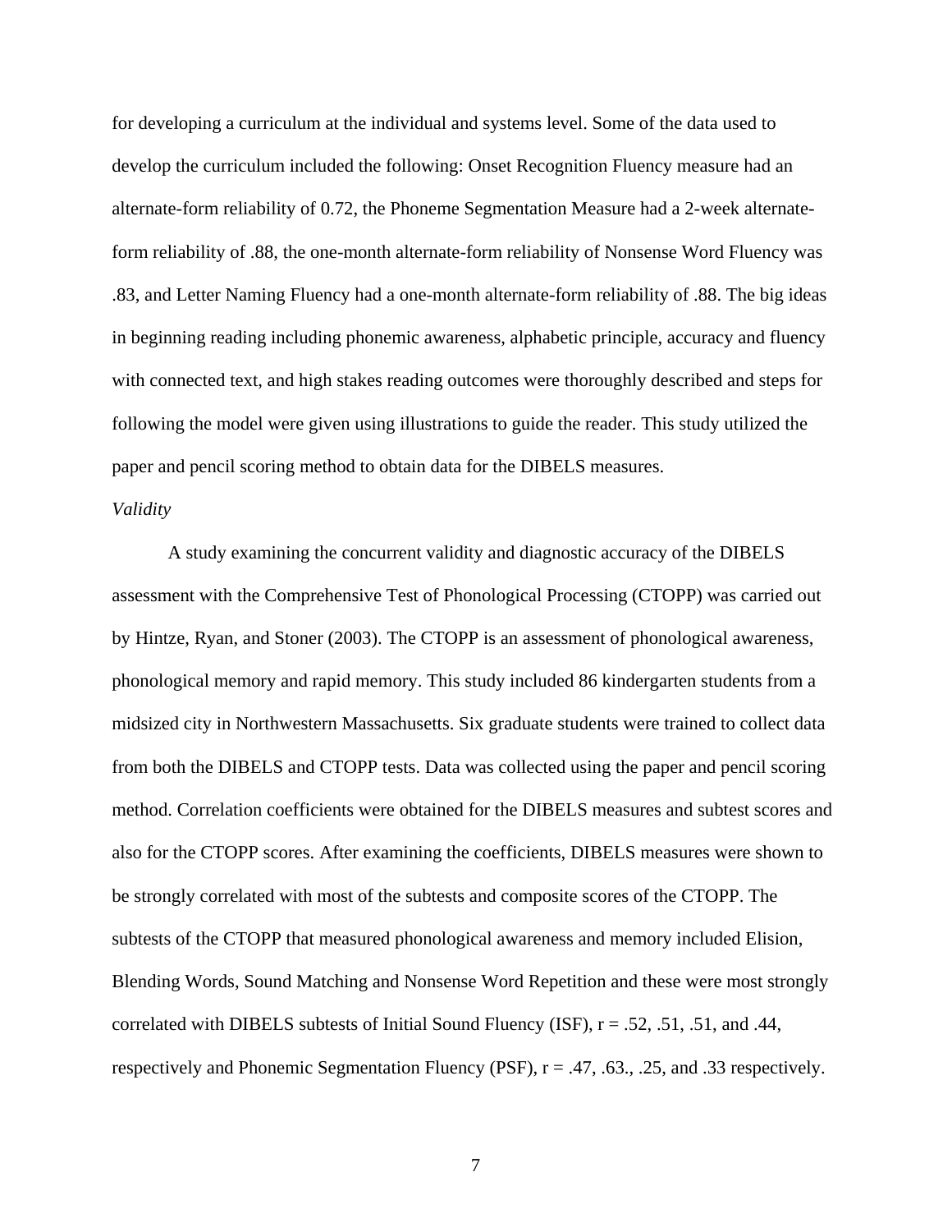for developing a curriculum at the individual and systems level. Some of the data used to develop the curriculum included the following: Onset Recognition Fluency measure had an alternate-form reliability of 0.72, the Phoneme Segmentation Measure had a 2-week alternate-form reliability of .88, the one-month alternate-form reliability of Nonsense Word Fluency was .83, and Letter Naming Fluency had a one-month alternate-form reliability of .88. The big ideas in beginning reading including phonemic awareness, alphabetic principle, accuracy and fluency with connected text, and high stakes reading outcomes were thoroughly described and steps for following the model were given using illustrations to guide the reader. This study utilized the paper and pencil scoring method to obtain data for the DIBELS measures.

*Validity*

A study examining the concurrent validity and diagnostic accuracy of the DIBELS assessment with the Comprehensive Test of Phonological Processing (CTOPP) was carried out by Hintze, Ryan, and Stoner (2003). The CTOPP is an assessment of phonological awareness, phonological memory and rapid memory. This study included 86 kindergarten students from a midsized city in Northwestern Massachusetts. Six graduate students were trained to collect data from both the DIBELS and CTOPP tests. Data was collected using the paper and pencil scoring method. Correlation coefficients were obtained for the DIBELS measures and subtest scores and also for the CTOPP scores. After examining the coefficients, DIBELS measures were shown to be strongly correlated with most of the subtests and composite scores of the CTOPP. The subtests of the CTOPP that measured phonological awareness and memory included Elision, Blending Words, Sound Matching and Nonsense Word Repetition and these were most strongly correlated with DIBELS subtests of Initial Sound Fluency (ISF), $r = .52$, .51, .51, and .44, respectively and Phonemic Segmentation Fluency (PSF), $r = .47$, .63., .25, and .33 respectively.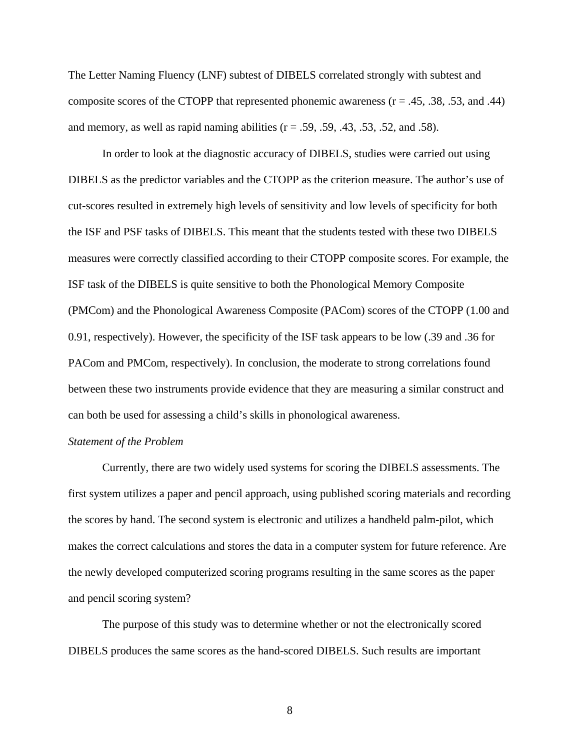The Letter Naming Fluency (LNF) subtest of DIBELS correlated strongly with subtest and composite scores of the CTOPP that represented phonemic awareness ($r = .45, .38, .53$, and $.44$) and memory, as well as rapid naming abilities ($r = .59, .59, .43, .53, .52$, and $.58$).

In order to look at the diagnostic accuracy of DIBELS, studies were carried out using DIBELS as the predictor variables and the CTOPP as the criterion measure. The author's use of cut-scores resulted in extremely high levels of sensitivity and low levels of specificity for both the ISF and PSF tasks of DIBELS. This meant that the students tested with these two DIBELS measures were correctly classified according to their CTOPP composite scores. For example, the ISF task of the DIBELS is quite sensitive to both the Phonological Memory Composite (PMCom) and the Phonological Awareness Composite (PACom) scores of the CTOPP (1.00 and 0.91, respectively). However, the specificity of the ISF task appears to be low (.39 and .36 for PACom and PMCom, respectively). In conclusion, the moderate to strong correlations found between these two instruments provide evidence that they are measuring a similar construct and can both be used for assessing a child's skills in phonological awareness.

*Statement of the Problem*

Currently, there are two widely used systems for scoring the DIBELS assessments. The first system utilizes a paper and pencil approach, using published scoring materials and recording the scores by hand. The second system is electronic and utilizes a handheld palm-pilot, which makes the correct calculations and stores the data in a computer system for future reference. Are the newly developed computerized scoring programs resulting in the same scores as the paper and pencil scoring system?

The purpose of this study was to determine whether or not the electronically scored DIBELS produces the same scores as the hand-scored DIBELS. Such results are important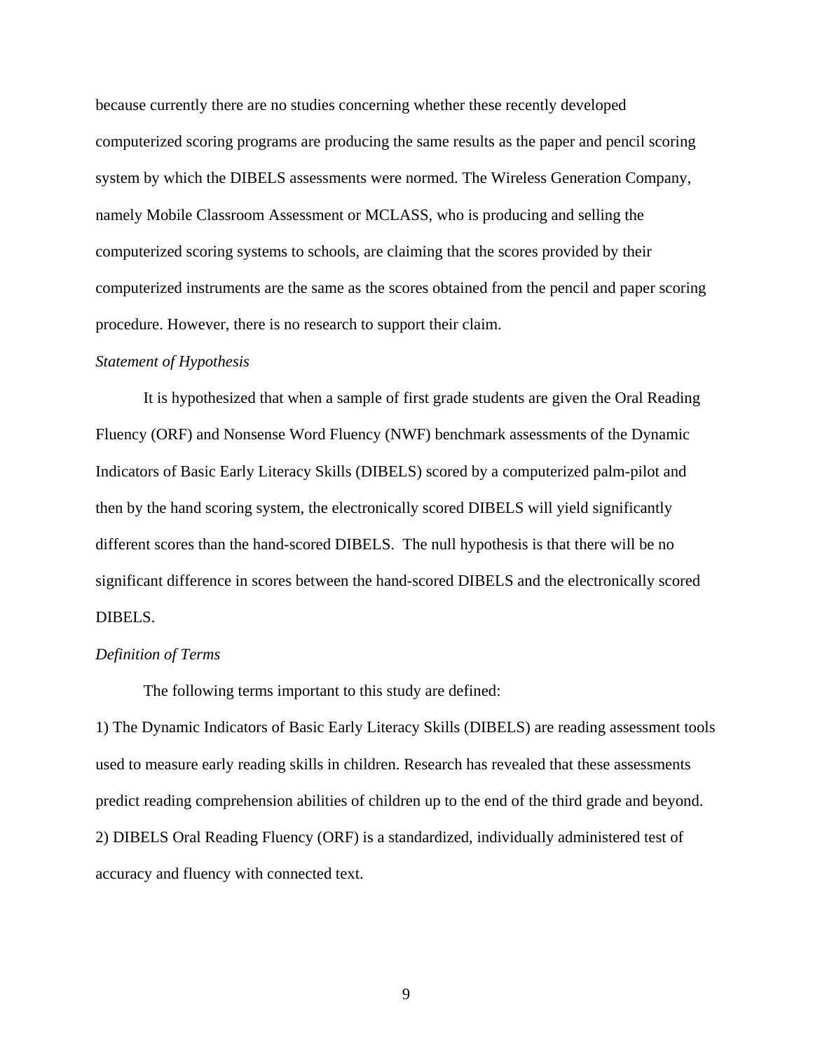because currently there are no studies concerning whether these recently developed computerized scoring programs are producing the same results as the paper and pencil scoring system by which the DIBELS assessments were normed. The Wireless Generation Company, namely Mobile Classroom Assessment or MCLASS, who is producing and selling the computerized scoring systems to schools, are claiming that the scores provided by their computerized instruments are the same as the scores obtained from the pencil and paper scoring procedure. However, there is no research to support their claim.

*Statement of Hypothesis*

It is hypothesized that when a sample of first grade students are given the Oral Reading Fluency (ORF) and Nonsense Word Fluency (NWF) benchmark assessments of the Dynamic Indicators of Basic Early Literacy Skills (DIBELS) scored by a computerized palm-pilot and then by the hand scoring system, the electronically scored DIBELS will yield significantly different scores than the hand-scored DIBELS. The null hypothesis is that there will be no significant difference in scores between the hand-scored DIBELS and the electronically scored DIBELS.

*Definition of Terms*

The following terms important to this study are defined:

1) The Dynamic Indicators of Basic Early Literacy Skills (DIBELS) are reading assessment tools used to measure early reading skills in children. Research has revealed that these assessments predict reading comprehension abilities of children up to the end of the third grade and beyond.

2) DIBELS Oral Reading Fluency (ORF) is a standardized, individually administered test of accuracy and fluency with connected text.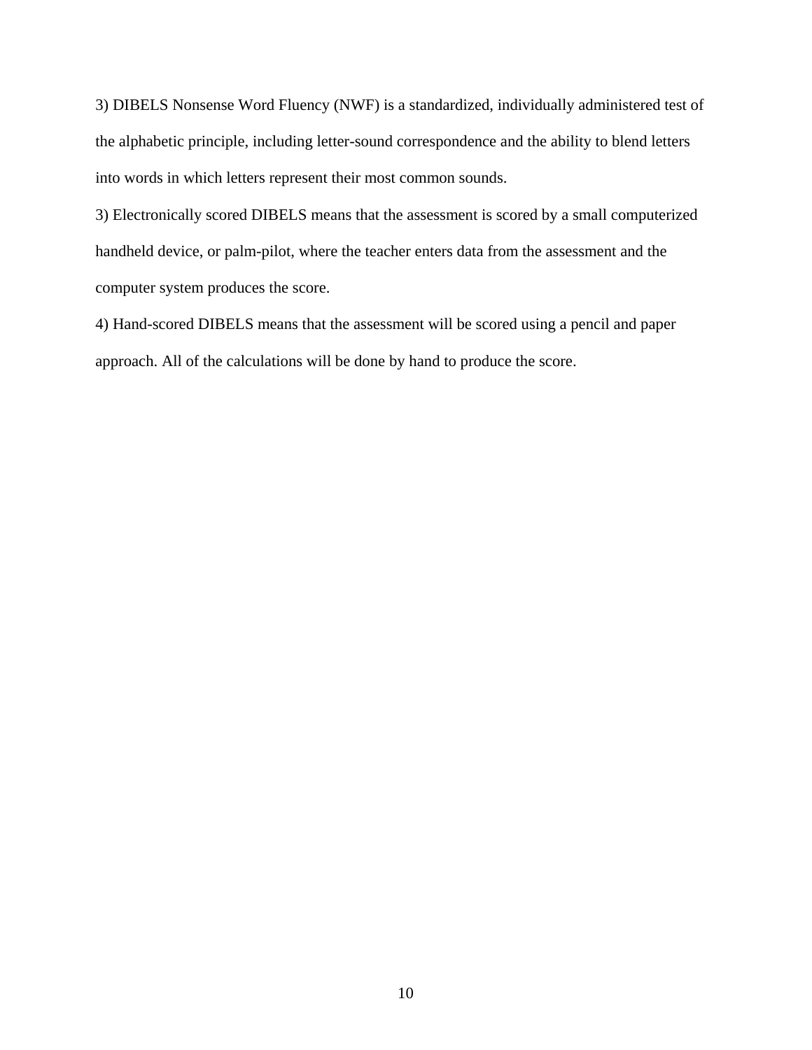3) DIBELS Nonsense Word Fluency (NWF) is a standardized, individually administered test of the alphabetic principle, including letter-sound correspondence and the ability to blend letters into words in which letters represent their most common sounds.

3) Electronically scored DIBELS means that the assessment is scored by a small computerized handheld device, or palm-pilot, where the teacher enters data from the assessment and the computer system produces the score.

4) Hand-scored DIBELS means that the assessment will be scored using a pencil and paper approach. All of the calculations will be done by hand to produce the score.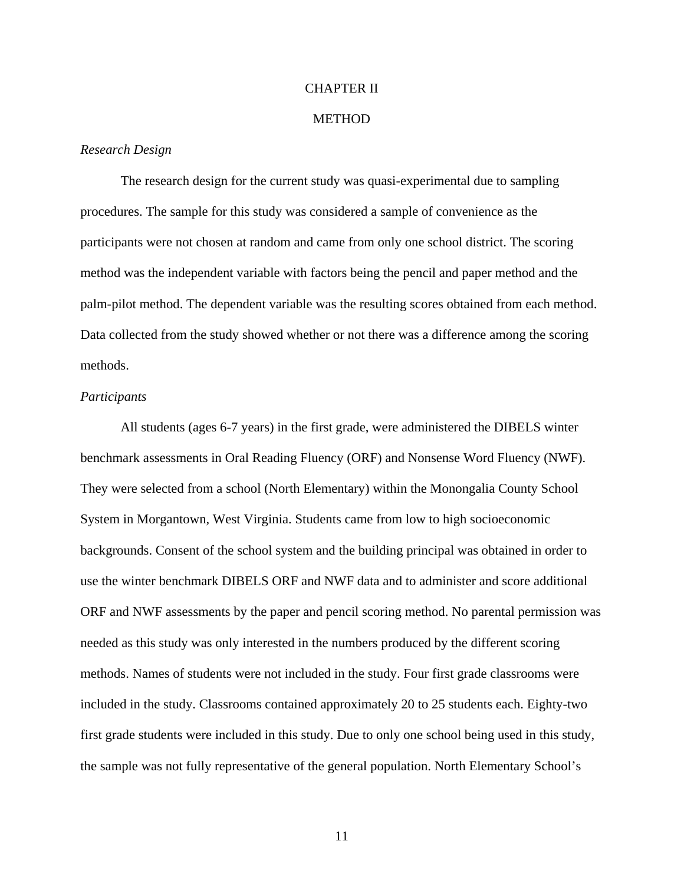# CHAPTER II

# METHOD

### *Research Design*

The research design for the current study was quasi-experimental due to sampling procedures. The sample for this study was considered a sample of convenience as the participants were not chosen at random and came from only one school district. The scoring method was the independent variable with factors being the pencil and paper method and the palm-pilot method. The dependent variable was the resulting scores obtained from each method. Data collected from the study showed whether or not there was a difference among the scoring methods.

### *Participants*

All students (ages 6-7 years) in the first grade, were administered the DIBELS winter benchmark assessments in Oral Reading Fluency (ORF) and Nonsense Word Fluency (NWF). They were selected from a school (North Elementary) within the Monongalia County School System in Morgantown, West Virginia. Students came from low to high socioeconomic backgrounds. Consent of the school system and the building principal was obtained in order to use the winter benchmark DIBELS ORF and NWF data and to administer and score additional ORF and NWF assessments by the paper and pencil scoring method. No parental permission was needed as this study was only interested in the numbers produced by the different scoring methods. Names of students were not included in the study. Four first grade classrooms were included in the study. Classrooms contained approximately 20 to 25 students each. Eighty-two first grade students were included in this study. Due to only one school being used in this study, the sample was not fully representative of the general population. North Elementary School's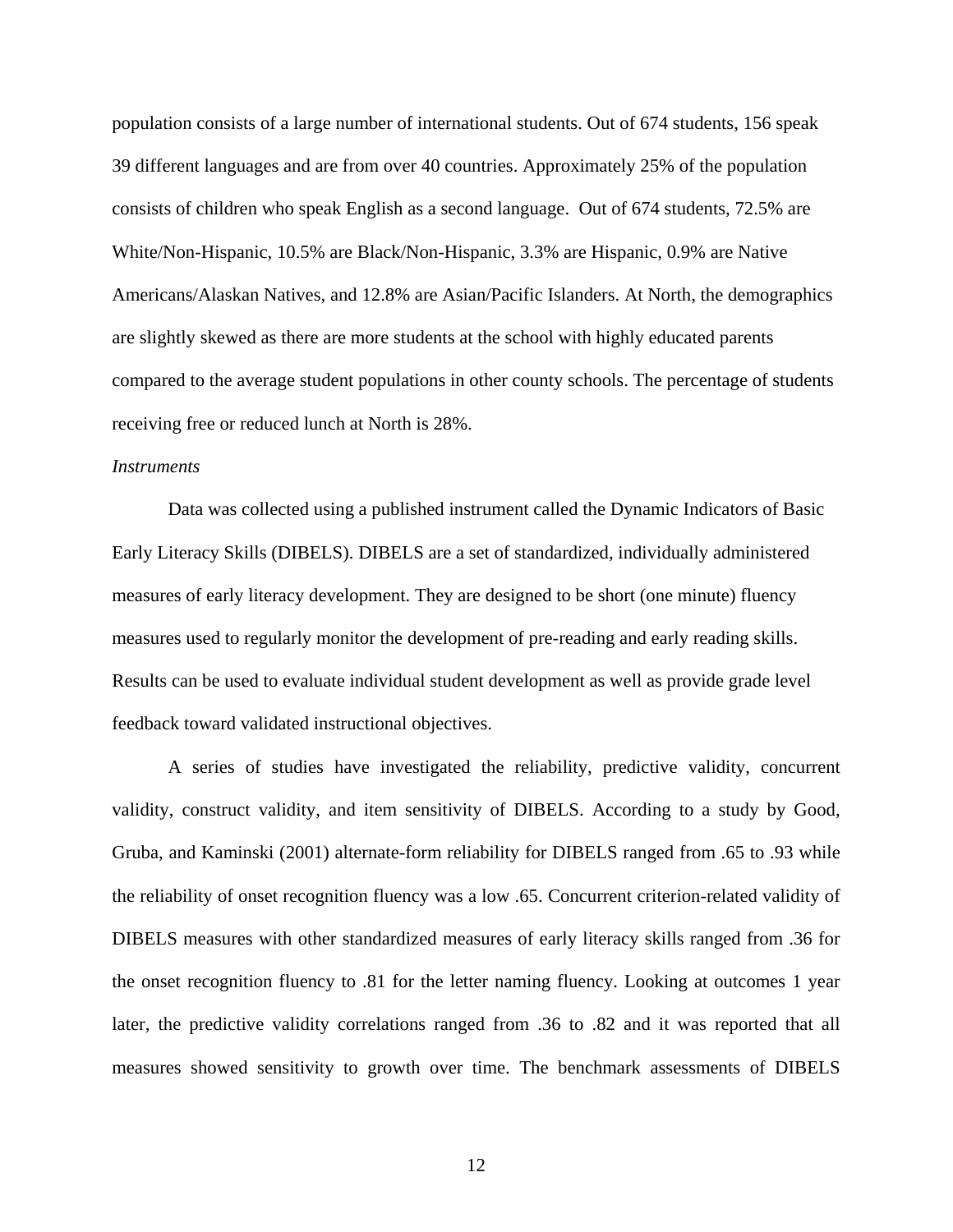population consists of a large number of international students. Out of 674 students, 156 speak 39 different languages and are from over 40 countries. Approximately 25% of the population consists of children who speak English as a second language. Out of 674 students, 72.5% are White/Non-Hispanic, 10.5% are Black/Non-Hispanic, 3.3% are Hispanic, 0.9% are Native Americans/Alaskan Natives, and 12.8% are Asian/Pacific Islanders. At North, the demographics are slightly skewed as there are more students at the school with highly educated parents compared to the average student populations in other county schools. The percentage of students receiving free or reduced lunch at North is 28%.

*Instruments*

Data was collected using a published instrument called the Dynamic Indicators of Basic Early Literacy Skills (DIBELS). DIBELS are a set of standardized, individually administered measures of early literacy development. They are designed to be short (one minute) fluency measures used to regularly monitor the development of pre-reading and early reading skills. Results can be used to evaluate individual student development as well as provide grade level feedback toward validated instructional objectives.

A series of studies have investigated the reliability, predictive validity, concurrent validity, construct validity, and item sensitivity of DIBELS. According to a study by Good, Gruba, and Kaminski (2001) alternate-form reliability for DIBELS ranged from .65 to .93 while the reliability of onset recognition fluency was a low .65. Concurrent criterion-related validity of DIBELS measures with other standardized measures of early literacy skills ranged from .36 for the onset recognition fluency to .81 for the letter naming fluency. Looking at outcomes 1 year later, the predictive validity correlations ranged from .36 to .82 and it was reported that all measures showed sensitivity to growth over time. The benchmark assessments of DIBELS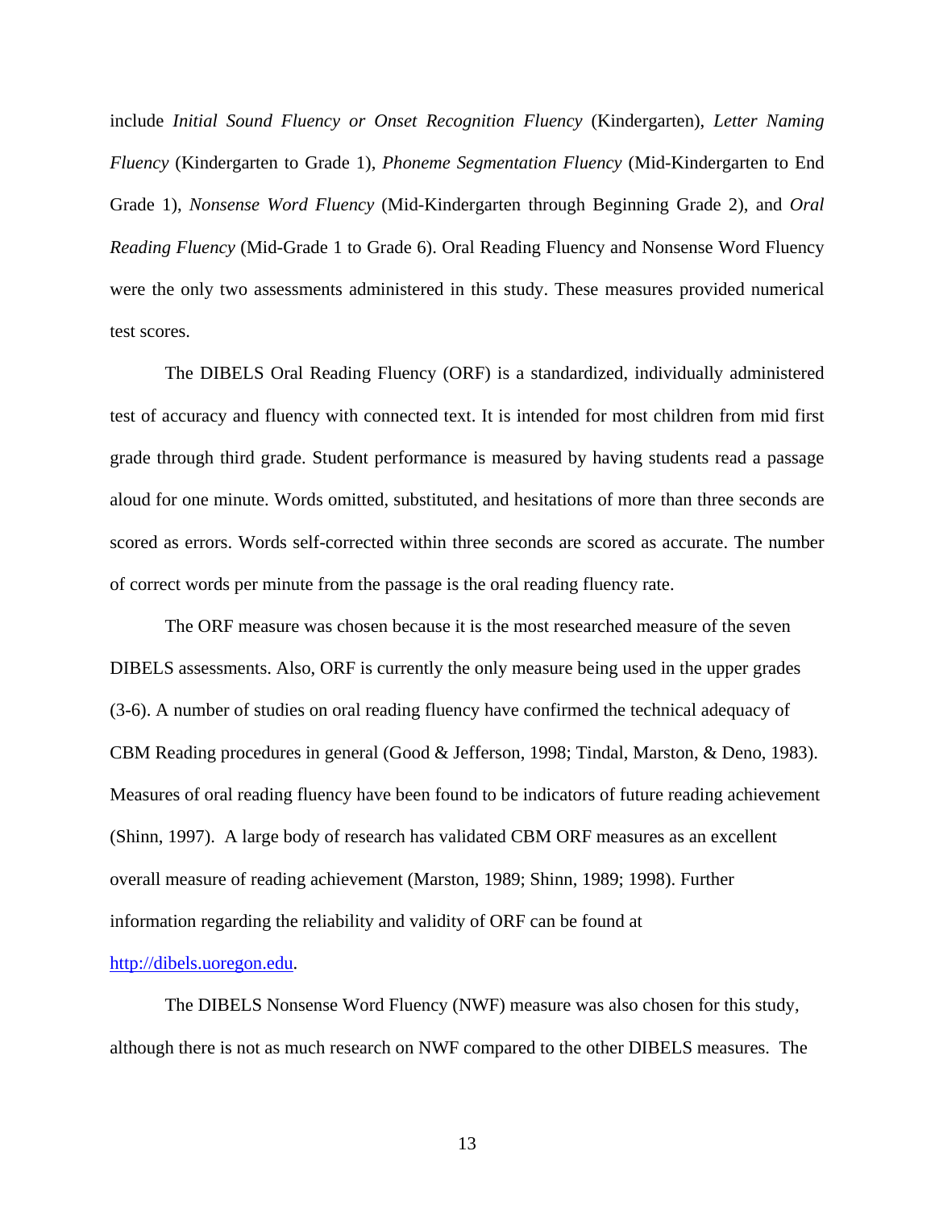include *Initial Sound Fluency or Onset Recognition Fluency* (Kindergarten), *Letter Naming Fluency* (Kindergarten to Grade 1), *Phoneme Segmentation Fluency* (Mid-Kindergarten to End Grade 1), *Nonsense Word Fluency* (Mid-Kindergarten through Beginning Grade 2), and *Oral Reading Fluency* (Mid-Grade 1 to Grade 6). Oral Reading Fluency and Nonsense Word Fluency were the only two assessments administered in this study. These measures provided numerical test scores.

The DIBELS Oral Reading Fluency (ORF) is a standardized, individually administered test of accuracy and fluency with connected text. It is intended for most children from mid first grade through third grade. Student performance is measured by having students read a passage aloud for one minute. Words omitted, substituted, and hesitations of more than three seconds are scored as errors. Words self-corrected within three seconds are scored as accurate. The number of correct words per minute from the passage is the oral reading fluency rate.

The ORF measure was chosen because it is the most researched measure of the seven DIBELS assessments. Also, ORF is currently the only measure being used in the upper grades (3-6). A number of studies on oral reading fluency have confirmed the technical adequacy of CBM Reading procedures in general (Good & Jefferson, 1998; Tindal, Marston, & Deno, 1983). Measures of oral reading fluency have been found to be indicators of future reading achievement (Shinn, 1997). A large body of research has validated CBM ORF measures as an excellent overall measure of reading achievement (Marston, 1989; Shinn, 1989; 1998). Further information regarding the reliability and validity of ORF can be found at http://dibels.uoregon.edu.

The DIBELS Nonsense Word Fluency (NWF) measure was also chosen for this study, although there is not as much research on NWF compared to the other DIBELS measures. The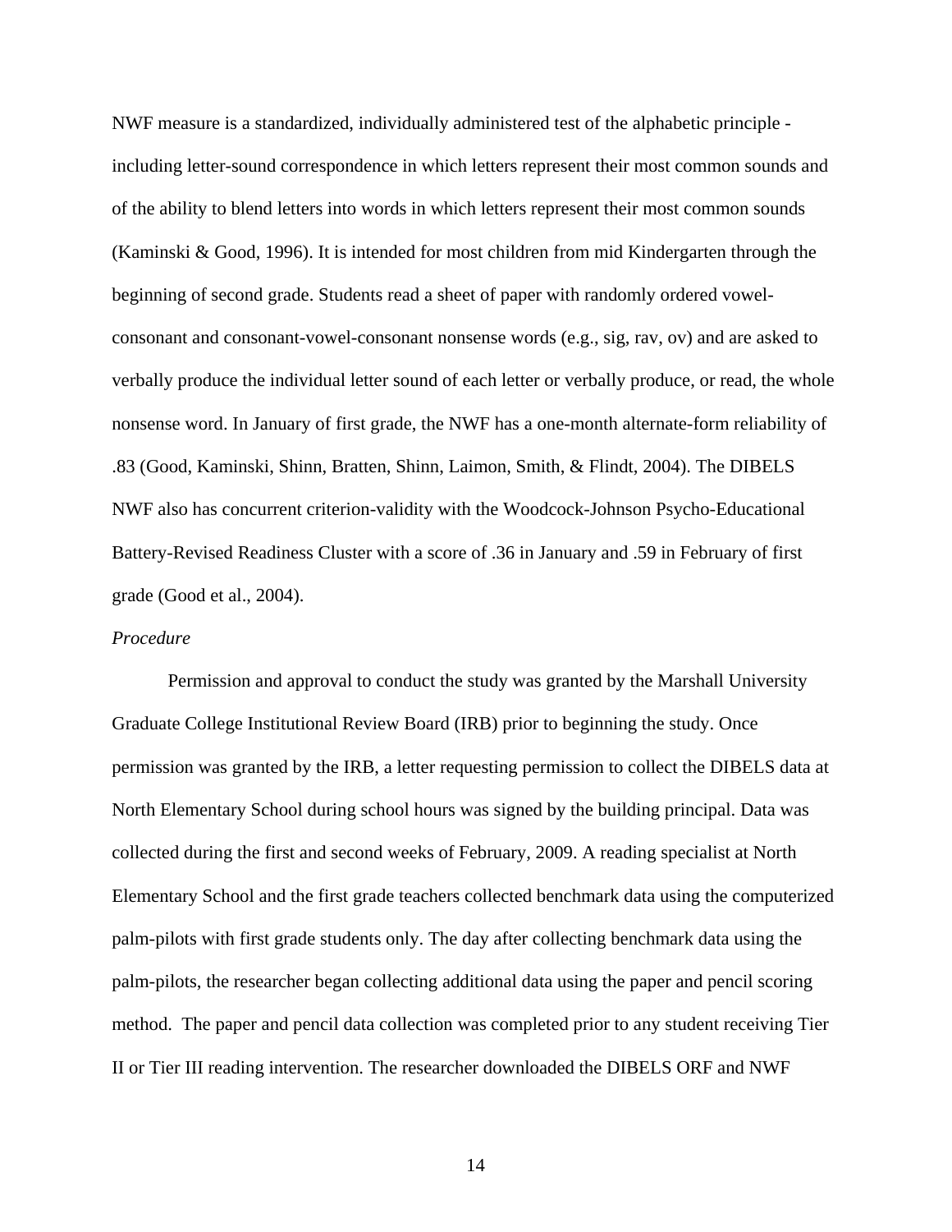NWF measure is a standardized, individually administered test of the alphabetic principle - including letter-sound correspondence in which letters represent their most common sounds and of the ability to blend letters into words in which letters represent their most common sounds (Kaminski & Good, 1996). It is intended for most children from mid Kindergarten through the beginning of second grade. Students read a sheet of paper with randomly ordered vowel-consonant and consonant-vowel-consonant nonsense words (e.g., sig, rav, ov) and are asked to verbally produce the individual letter sound of each letter or verbally produce, or read, the whole nonsense word. In January of first grade, the NWF has a one-month alternate-form reliability of .83 (Good, Kaminski, Shinn, Bratten, Shinn, Laimon, Smith, & Flindt, 2004). The DIBELS NWF also has concurrent criterion-validity with the Woodcock-Johnson Psycho-Educational Battery-Revised Readiness Cluster with a score of .36 in January and .59 in February of first grade (Good et al., 2004).

*Procedure*

Permission and approval to conduct the study was granted by the Marshall University Graduate College Institutional Review Board (IRB) prior to beginning the study. Once permission was granted by the IRB, a letter requesting permission to collect the DIBELS data at North Elementary School during school hours was signed by the building principal. Data was collected during the first and second weeks of February, 2009. A reading specialist at North Elementary School and the first grade teachers collected benchmark data using the computerized palm-pilots with first grade students only. The day after collecting benchmark data using the palm-pilots, the researcher began collecting additional data using the paper and pencil scoring method. The paper and pencil data collection was completed prior to any student receiving Tier II or Tier III reading intervention. The researcher downloaded the DIBELS ORF and NWF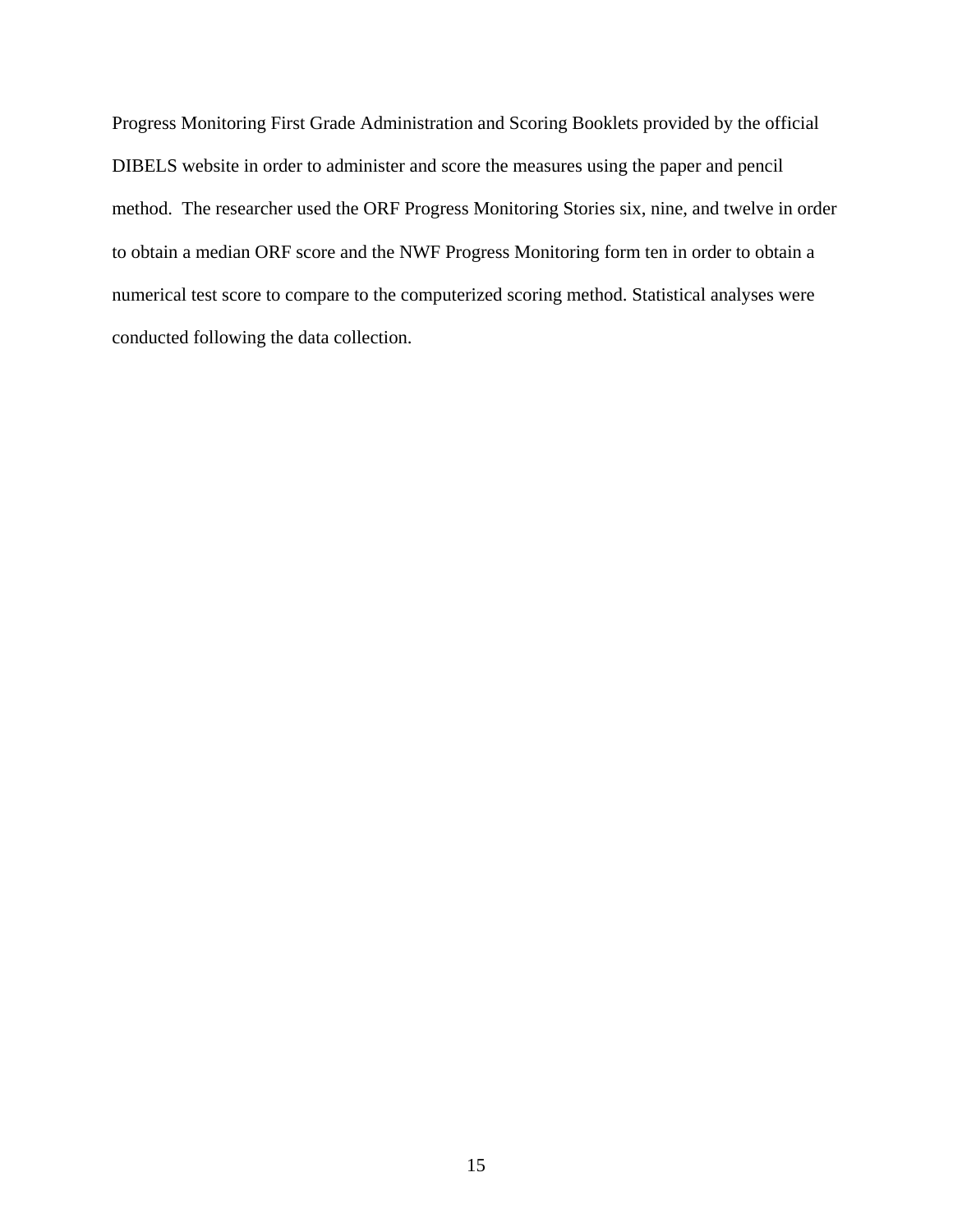Progress Monitoring First Grade Administration and Scoring Booklets provided by the official DIBELS website in order to administer and score the measures using the paper and pencil method.  The researcher used the ORF Progress Monitoring Stories six, nine, and twelve in order to obtain a median ORF score and the NWF Progress Monitoring form ten in order to obtain a numerical test score to compare to the computerized scoring method. Statistical analyses were conducted following the data collection.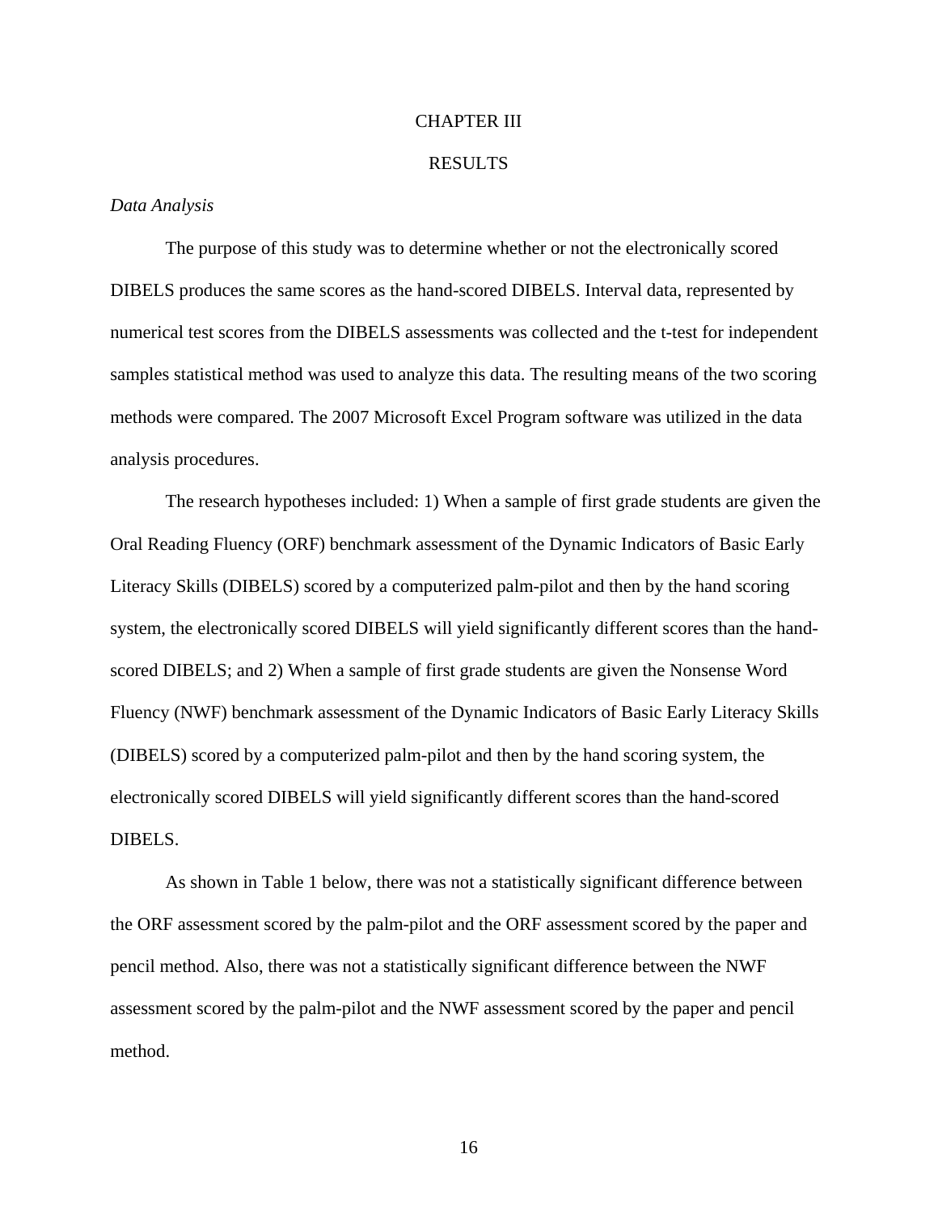# CHAPTER III

# RESULTS

*Data Analysis*

The purpose of this study was to determine whether or not the electronically scored DIBELS produces the same scores as the hand-scored DIBELS. Interval data, represented by numerical test scores from the DIBELS assessments was collected and the t-test for independent samples statistical method was used to analyze this data. The resulting means of the two scoring methods were compared. The 2007 Microsoft Excel Program software was utilized in the data analysis procedures.

The research hypotheses included: 1) When a sample of first grade students are given the Oral Reading Fluency (ORF) benchmark assessment of the Dynamic Indicators of Basic Early Literacy Skills (DIBELS) scored by a computerized palm-pilot and then by the hand scoring system, the electronically scored DIBELS will yield significantly different scores than the hand-scored DIBELS; and 2) When a sample of first grade students are given the Nonsense Word Fluency (NWF) benchmark assessment of the Dynamic Indicators of Basic Early Literacy Skills (DIBELS) scored by a computerized palm-pilot and then by the hand scoring system, the electronically scored DIBELS will yield significantly different scores than the hand-scored DIBELS.

As shown in Table 1 below, there was not a statistically significant difference between the ORF assessment scored by the palm-pilot and the ORF assessment scored by the paper and pencil method. Also, there was not a statistically significant difference between the NWF assessment scored by the palm-pilot and the NWF assessment scored by the paper and pencil method.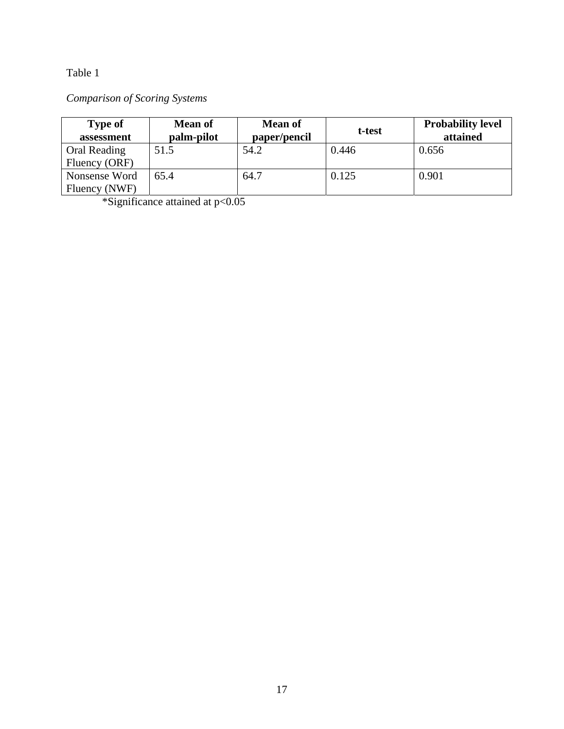Table 1

*Comparison of Scoring Systems*

| Type of assessment | Mean of palm-pilot | Mean of paper/pencil | t-test | Probability level attained |
|---|---|---|---|---|
| Oral Reading Fluency (ORF) | 51.5 | 54.2 | 0.446 | 0.656 |
| Nonsense Word Fluency (NWF) | 65.4 | 64.7 | 0.125 | 0.901 |

*Significance attained at $p<0.05$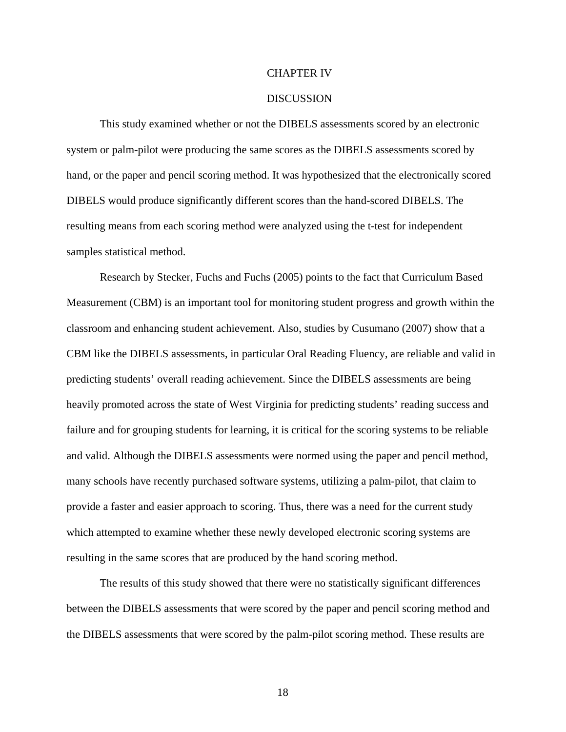# CHAPTER IV

## DISCUSSION

This study examined whether or not the DIBELS assessments scored by an electronic system or palm-pilot were producing the same scores as the DIBELS assessments scored by hand, or the paper and pencil scoring method. It was hypothesized that the electronically scored DIBELS would produce significantly different scores than the hand-scored DIBELS. The resulting means from each scoring method were analyzed using the t-test for independent samples statistical method.

Research by Stecker, Fuchs and Fuchs (2005) points to the fact that Curriculum Based Measurement (CBM) is an important tool for monitoring student progress and growth within the classroom and enhancing student achievement. Also, studies by Cusumano (2007) show that a CBM like the DIBELS assessments, in particular Oral Reading Fluency, are reliable and valid in predicting students' overall reading achievement. Since the DIBELS assessments are being heavily promoted across the state of West Virginia for predicting students' reading success and failure and for grouping students for learning, it is critical for the scoring systems to be reliable and valid. Although the DIBELS assessments were normed using the paper and pencil method, many schools have recently purchased software systems, utilizing a palm-pilot, that claim to provide a faster and easier approach to scoring. Thus, there was a need for the current study which attempted to examine whether these newly developed electronic scoring systems are resulting in the same scores that are produced by the hand scoring method.

The results of this study showed that there were no statistically significant differences between the DIBELS assessments that were scored by the paper and pencil scoring method and the DIBELS assessments that were scored by the palm-pilot scoring method. These results are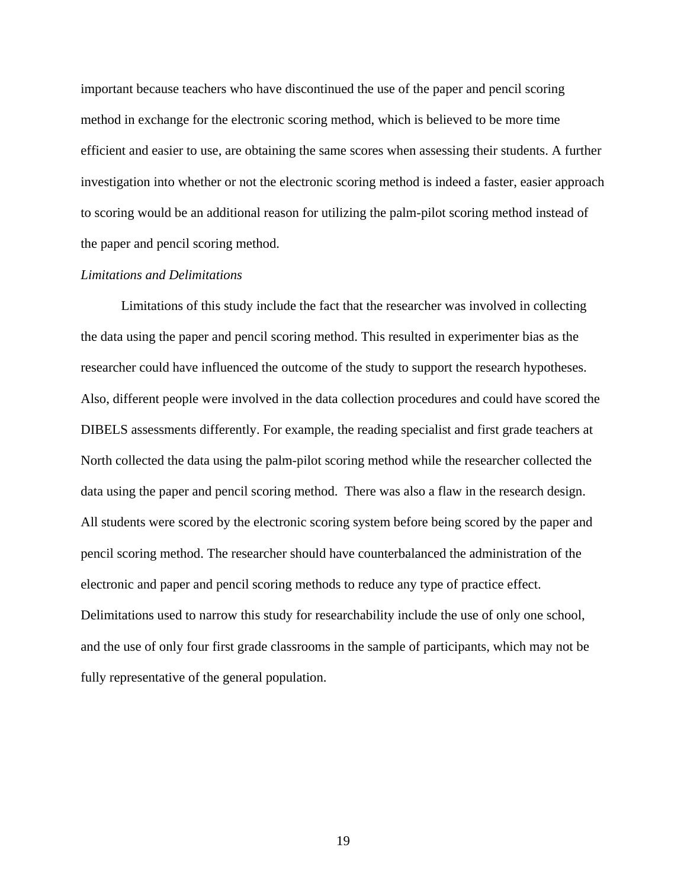important because teachers who have discontinued the use of the paper and pencil scoring method in exchange for the electronic scoring method, which is believed to be more time efficient and easier to use, are obtaining the same scores when assessing their students. A further investigation into whether or not the electronic scoring method is indeed a faster, easier approach to scoring would be an additional reason for utilizing the palm-pilot scoring method instead of the paper and pencil scoring method.

*Limitations and Delimitations*

Limitations of this study include the fact that the researcher was involved in collecting the data using the paper and pencil scoring method. This resulted in experimenter bias as the researcher could have influenced the outcome of the study to support the research hypotheses. Also, different people were involved in the data collection procedures and could have scored the DIBELS assessments differently. For example, the reading specialist and first grade teachers at North collected the data using the palm-pilot scoring method while the researcher collected the data using the paper and pencil scoring method. There was also a flaw in the research design. All students were scored by the electronic scoring system before being scored by the paper and pencil scoring method. The researcher should have counterbalanced the administration of the electronic and paper and pencil scoring methods to reduce any type of practice effect. Delimitations used to narrow this study for researchability include the use of only one school, and the use of only four first grade classrooms in the sample of participants, which may not be fully representative of the general population.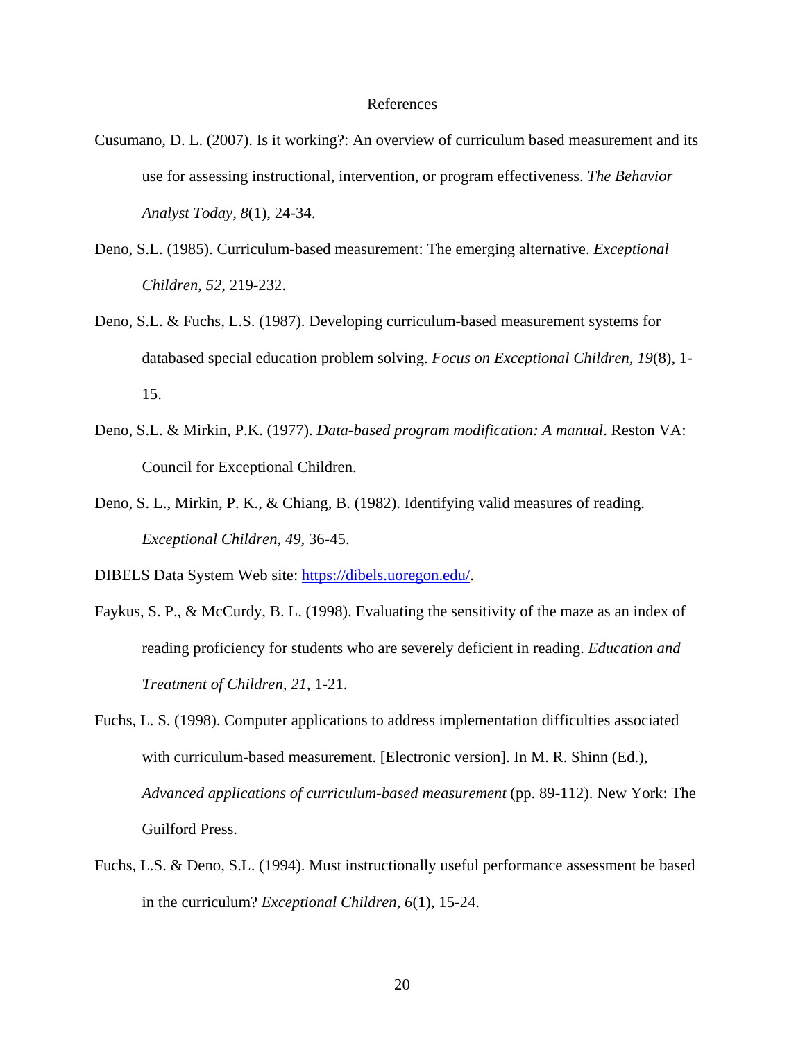# References

Cusumano, D. L. (2007). Is it working?: An overview of curriculum based measurement and its use for assessing instructional, intervention, or program effectiveness. *The Behavior Analyst Today, 8*(1), 24-34.

Deno, S.L. (1985). Curriculum-based measurement: The emerging alternative. *Exceptional Children, 52*, 219-232.

Deno, S.L. & Fuchs, L.S. (1987). Developing curriculum-based measurement systems for databased special education problem solving. *Focus on Exceptional Children, 19*(8), 1-15.

Deno, S.L. & Mirkin, P.K. (1977). *Data-based program modification: A manual*. Reston VA: Council for Exceptional Children.

Deno, S. L., Mirkin, P. K., & Chiang, B. (1982). Identifying valid measures of reading. *Exceptional Children, 49*, 36-45.

DIBELS Data System Web site: [https://dibels.uoregon.edu/](https://dibels.uoregon.edu/).

Faykus, S. P., & McCurdy, B. L. (1998). Evaluating the sensitivity of the maze as an index of reading proficiency for students who are severely deficient in reading. *Education and Treatment of Children, 21*, 1-21.

Fuchs, L. S. (1998). Computer applications to address implementation difficulties associated with curriculum-based measurement. [Electronic version]. In M. R. Shinn (Ed.), *Advanced applications of curriculum-based measurement* (pp. 89-112). New York: The Guilford Press.

Fuchs, L.S. & Deno, S.L. (1994). Must instructionally useful performance assessment be based in the curriculum? *Exceptional Children, 6*(1), 15-24.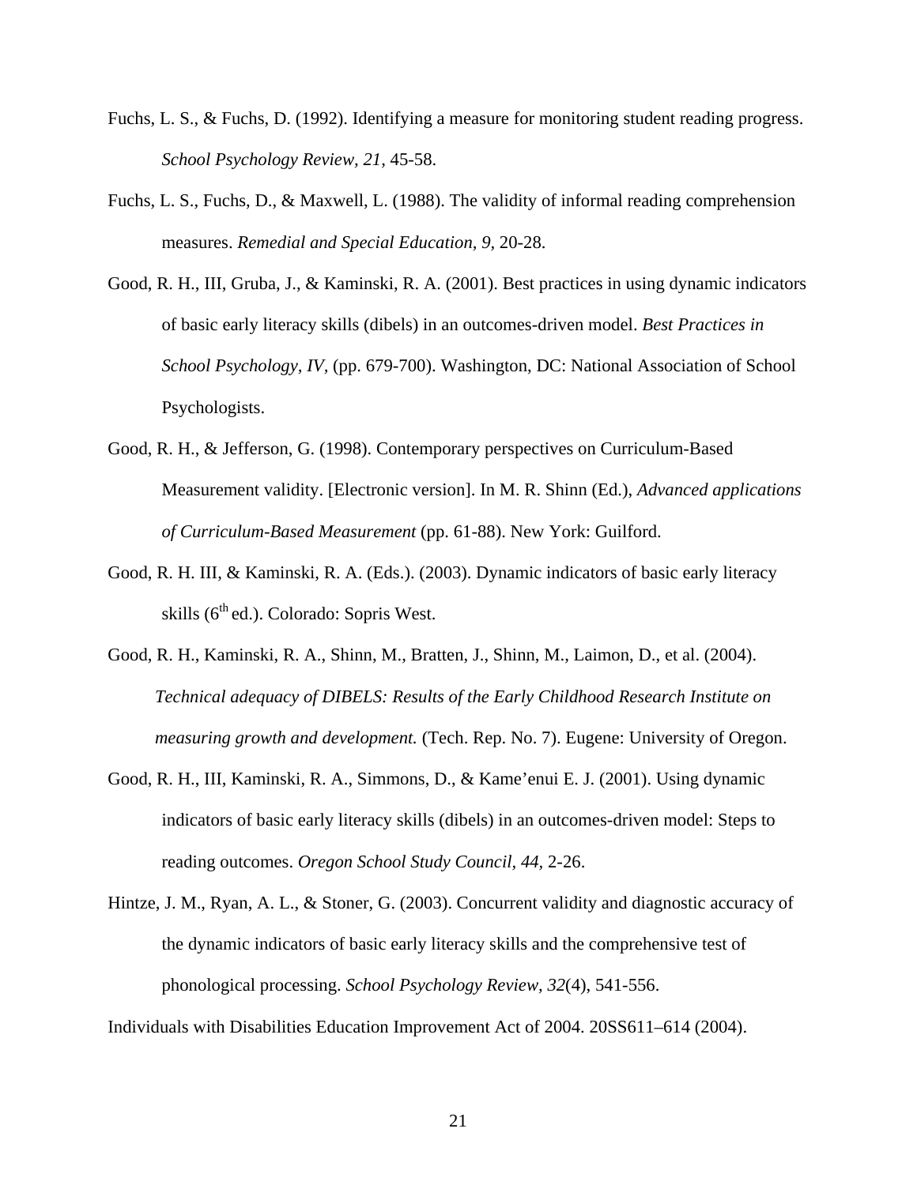Fuchs, L. S., & Fuchs, D. (1992). Identifying a measure for monitoring student reading progress. *School Psychology Review, 21,* 45-58.

Fuchs, L. S., Fuchs, D., & Maxwell, L. (1988). The validity of informal reading comprehension measures. *Remedial and Special Education, 9,* 20-28.

Good, R. H., III, Gruba, J., & Kaminski, R. A. (2001). Best practices in using dynamic indicators of basic early literacy skills (dibels) in an outcomes-driven model. *Best Practices in School Psychology, IV,* (pp. 679-700). Washington, DC: National Association of School Psychologists.

Good, R. H., & Jefferson, G. (1998). Contemporary perspectives on Curriculum-Based Measurement validity. [Electronic version]. In M. R. Shinn (Ed.), *Advanced applications of Curriculum-Based Measurement* (pp. 61-88). New York: Guilford.

Good, R. H. III, & Kaminski, R. A. (Eds.). (2003). Dynamic indicators of basic early literacy skills (6th ed.). Colorado: Sopris West.

Good, R. H., Kaminski, R. A., Shinn, M., Bratten, J., Shinn, M., Laimon, D., et al. (2004). *Technical adequacy of DIBELS: Results of the Early Childhood Research Institute on measuring growth and development.* (Tech. Rep. No. 7). Eugene: University of Oregon.

Good, R. H., III, Kaminski, R. A., Simmons, D., & Kame'enui E. J. (2001). Using dynamic indicators of basic early literacy skills (dibels) in an outcomes-driven model: Steps to reading outcomes. *Oregon School Study Council, 44,* 2-26.

Hintze, J. M., Ryan, A. L., & Stoner, G. (2003). Concurrent validity and diagnostic accuracy of the dynamic indicators of basic early literacy skills and the comprehensive test of phonological processing. *School Psychology Review, 32*(4), 541-556.

Individuals with Disabilities Education Improvement Act of 2004. 20SS611–614 (2004).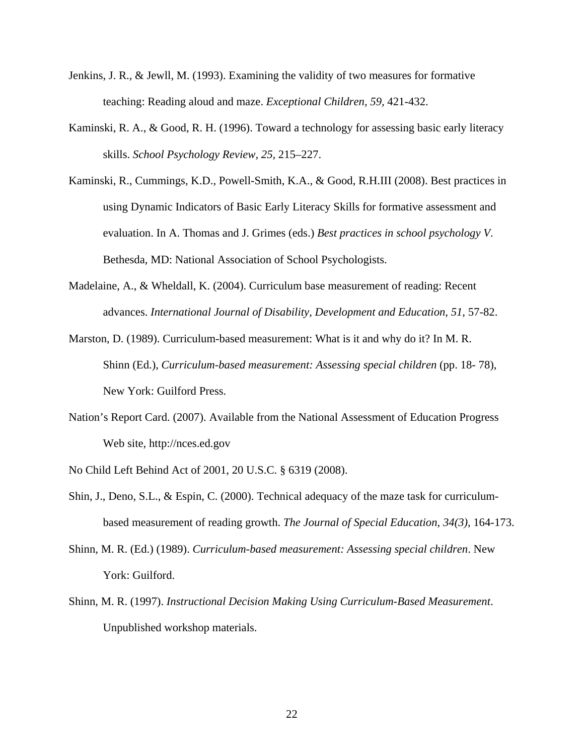Jenkins, J. R., & Jewll, M. (1993). Examining the validity of two measures for formative teaching: Reading aloud and maze. *Exceptional Children, 59,* 421-432.

Kaminski, R. A., & Good, R. H. (1996). Toward a technology for assessing basic early literacy skills. *School Psychology Review, 25,* 215–227.

Kaminski, R., Cummings, K.D., Powell-Smith, K.A., & Good, R.H.III (2008). Best practices in using Dynamic Indicators of Basic Early Literacy Skills for formative assessment and evaluation. In A. Thomas and J. Grimes (eds.) *Best practices in school psychology V*. Bethesda, MD: National Association of School Psychologists.

Madelaine, A., & Wheldall, K. (2004). Curriculum base measurement of reading: Recent advances. *International Journal of Disability, Development and Education, 51*, 57-82.

Marston, D. (1989). Curriculum-based measurement: What is it and why do it? In M. R. Shinn (Ed.), *Curriculum-based measurement: Assessing special children* (pp. 18- 78), New York: Guilford Press.

Nation's Report Card. (2007). Available from the National Assessment of Education Progress Web site, http://nces.ed.gov

No Child Left Behind Act of 2001, 20 U.S.C. § 6319 (2008).

Shin, J., Deno, S.L., & Espin, C. (2000). Technical adequacy of the maze task for curriculum-based measurement of reading growth. *The Journal of Special Education, 34(3),* 164-173.

Shinn, M. R. (Ed.) (1989). *Curriculum-based measurement: Assessing special children*. New York: Guilford.

Shinn, M. R. (1997). *Instructional Decision Making Using Curriculum-Based Measurement*. Unpublished workshop materials.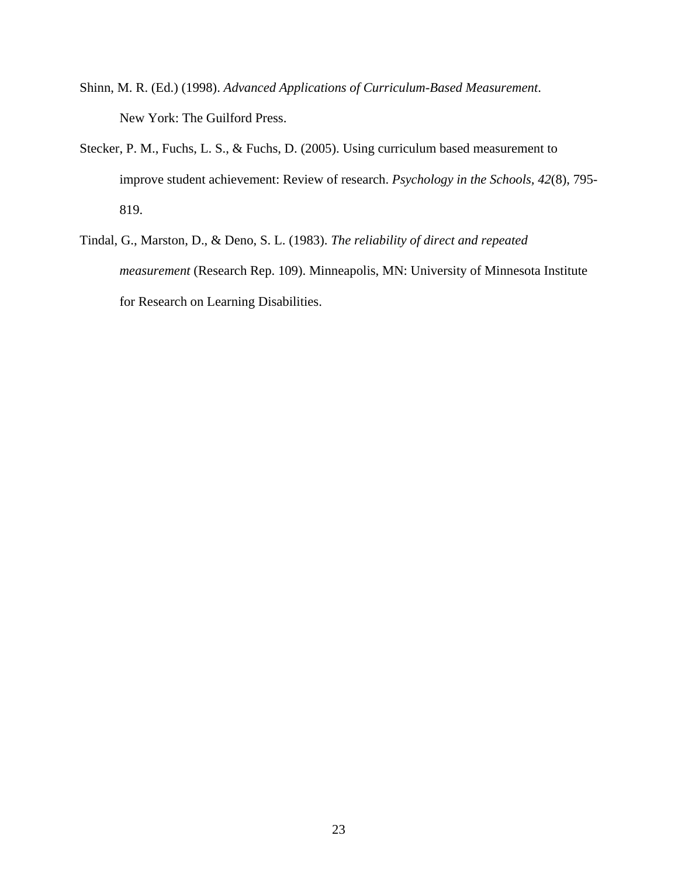Shinn, M. R. (Ed.) (1998). *Advanced Applications of Curriculum-Based Measurement*. New York: The Guilford Press.

Stecker, P. M., Fuchs, L. S., & Fuchs, D. (2005). Using curriculum based measurement to improve student achievement: Review of research. *Psychology in the Schools, 42*(8), 795-819.

Tindal, G., Marston, D., & Deno, S. L. (1983). *The reliability of direct and repeated measurement* (Research Rep. 109). Minneapolis, MN: University of Minnesota Institute for Research on Learning Disabilities.